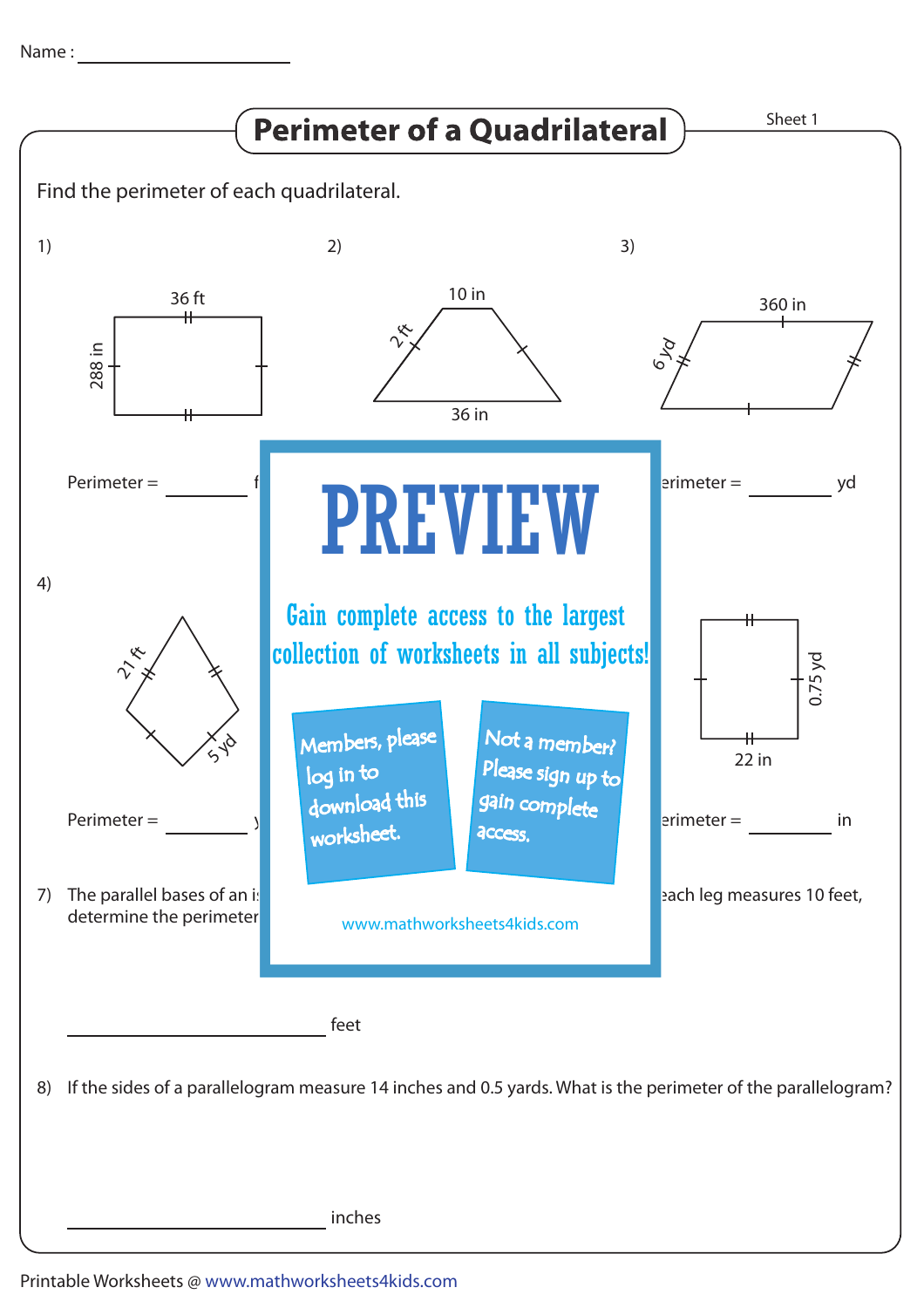Name : ____________________

# Perimeter of a Quadrilateral

Sheet 1

Find the perimeter of each quadrilateral.

1)

36 ft

288 in

Perimeter = ________ f

2)

10 in

2 ft

36 in

3)

360 in

6 yd

erimeter = ________ yd

PREVIEW

Gain complete access to the largest collection of worksheets in all subjects!

Members, please log in to download this worksheet.

Not a member? Please sign up to gain complete access.

www.mathworksheets4kids.com

4)

21 ft

5 yd

Perimeter = ________ y

0.75 yd

22 in

erimeter = ________ in

7) The parallel bases of an i... each leg measures 10 feet, determine the perimeter

________________________ feet

8) If the sides of a parallelogram measure 14 inches and 0.5 yards. What is the perimeter of the parallelogram?

________________________ inches

Printable Worksheets @ www.mathworksheets4kids.com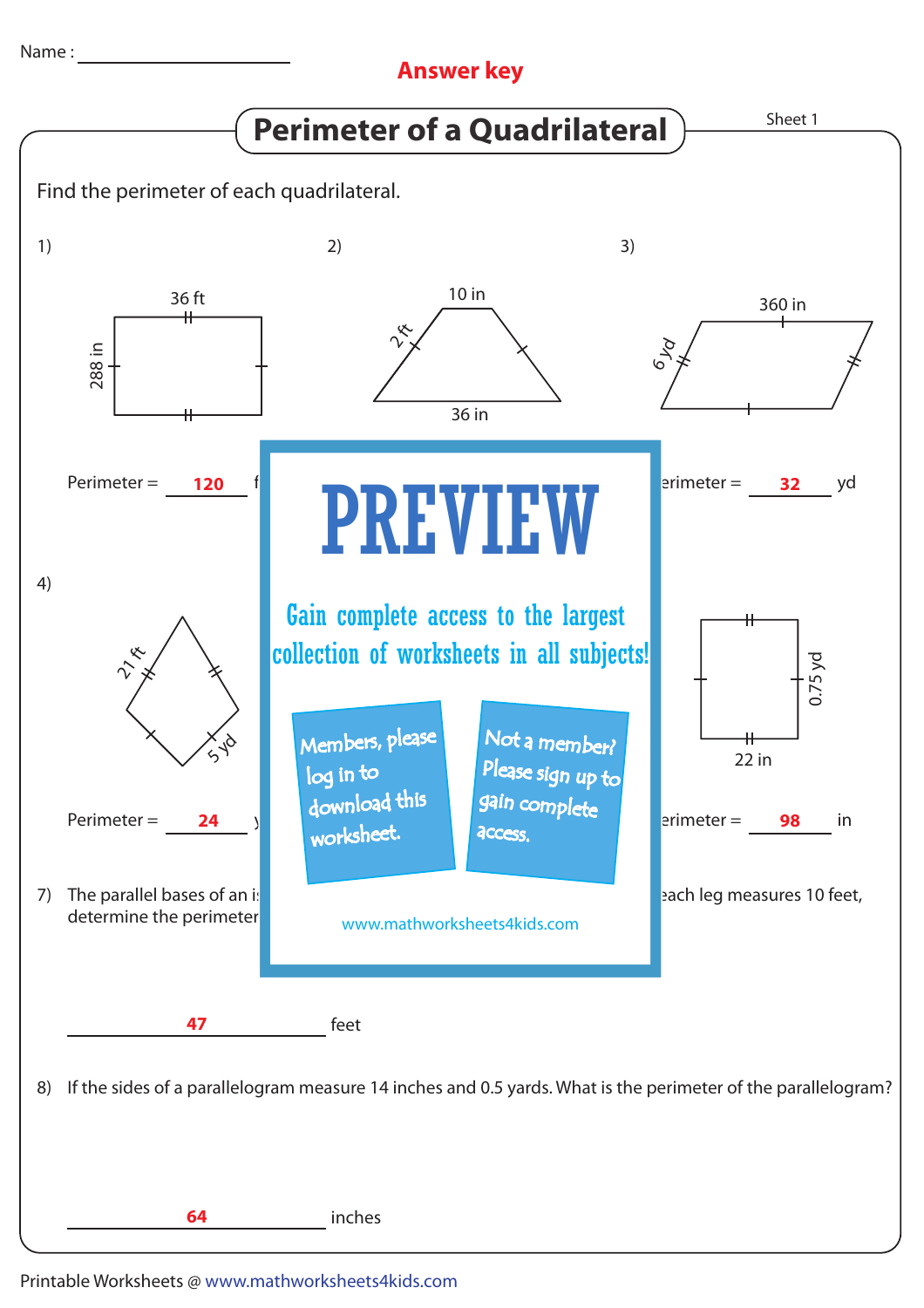Name : ______________________

**Answer key**

# Perimeter of a Quadrilateral

Sheet 1

Find the perimeter of each quadrilateral.

1)

36 ft

288 in

Perimeter = **120** f

2)

10 in

2 ft

36 in

3)

360 in

6 yd

erimeter = **32** yd

4)

21 ft

5 yd

Perimeter = **24** y

0.75 yd

22 in

erimeter = **98** in

PREVIEW

Gain complete access to the largest collection of worksheets in all subjects!

Members, please log in to download this worksheet.

Not a member? Please sign up to gain complete access.

www.mathworksheets4kids.com

7) The parallel bases of an i ... each leg measures 10 feet, determine the perimeter

**47** feet

8) If the sides of a parallelogram measure 14 inches and 0.5 yards. What is the perimeter of the parallelogram?

**64** inches

Printable Worksheets @ www.mathworksheets4kids.com